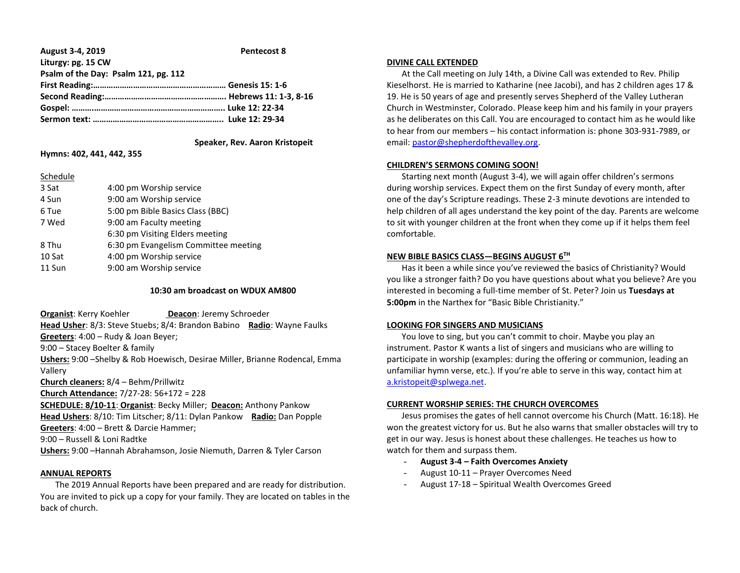**August 3-4, 2019** **Pentecost 8**
**Liturgy: pg. 15 CW**
**Psalm of the Day: Psalm 121, pg. 112**
**First Reading:………………………………………………… Genesis 15: 1-6**
**Second Reading:……………………………………………. Hebrews 11: 1-3, 8-16**
**Gospel: ……..…………………………………………………. Luke 12: 22-34**
**Sermon text: ………………………………………………. Luke 12: 29-34**

**Speaker, Rev. Aaron Kristopeit**

**Hymns: 402, 441, 442, 355**

Schedule

| | |
|---|---|
| 3 Sat | 4:00 pm Worship service |
| 4 Sun | 9:00 am Worship service |
| 6 Tue | 5:00 pm Bible Basics Class (BBC) |
| 7 Wed | 9:00 am Faculty meeting |
| | 6:30 pm Visiting Elders meeting |
| 8 Thu | 6:30 pm Evangelism Committee meeting |
| 10 Sat | 4:00 pm Worship service |
| 11 Sun | 9:00 am Worship service |

**10:30 am broadcast on WDUX AM800**

**Organist**: Kerry Koehler **Deacon**: Jeremy Schroeder
**Head Usher**: 8/3: Steve Stuebs; 8/4: Brandon Babino **Radio**: Wayne Faulks
**Greeters**: 4:00 – Rudy & Joan Beyer;
9:00 – Stacey Boelter & family
**Ushers:** 9:00 –Shelby & Rob Hoewisch, Desirae Miller, Brianne Rodencal, Emma Vallery
**Church cleaners:** 8/4 – Behm/Prillwitz
**Church Attendance:** 7/27-28: 56+172 = 228
**SCHEDULE: 8/10-11**: **Organist**: Becky Miller; **Deacon:** Anthony Pankow
**Head Ushers**: 8/10: Tim Litscher; 8/11: Dylan Pankow **Radio:** Dan Popple
**Greeters**: 4:00 – Brett & Darcie Hammer;
9:00 – Russell & Loni Radtke
**Ushers:** 9:00 –Hannah Abrahamson, Josie Niemuth, Darren & Tyler Carson

## ANNUAL REPORTS

The 2019 Annual Reports have been prepared and are ready for distribution. You are invited to pick up a copy for your family. They are located on tables in the back of church.

## DIVINE CALL EXTENDED

At the Call meeting on July 14th, a Divine Call was extended to Rev. Philip Kieselhorst. He is married to Katharine (nee Jacobi), and has 2 children ages 17 & 19. He is 50 years of age and presently serves Shepherd of the Valley Lutheran Church in Westminster, Colorado. Please keep him and his family in your prayers as he deliberates on this Call. You are encouraged to contact him as he would like to hear from our members – his contact information is: phone 303-931-7989, or email: pastor@shepherdofthevalley.org.

## CHILDREN'S SERMONS COMING SOON!

Starting next month (August 3-4), we will again offer children's sermons during worship services. Expect them on the first Sunday of every month, after one of the day's Scripture readings. These 2-3 minute devotions are intended to help children of all ages understand the key point of the day. Parents are welcome to sit with younger children at the front when they come up if it helps them feel comfortable.

## NEW BIBLE BASICS CLASS—BEGINS AUGUST 6TH

Has it been a while since you've reviewed the basics of Christianity? Would you like a stronger faith? Do you have questions about what you believe? Are you interested in becoming a full-time member of St. Peter? Join us **Tuesdays at 5:00pm** in the Narthex for "Basic Bible Christianity."

## LOOKING FOR SINGERS AND MUSICIANS

You love to sing, but you can't commit to choir. Maybe you play an instrument. Pastor K wants a list of singers and musicians who are willing to participate in worship (examples: during the offering or communion, leading an unfamiliar hymn verse, etc.). If you're able to serve in this way, contact him at a.kristopeit@splwega.net.

## CURRENT WORSHIP SERIES: THE CHURCH OVERCOMES

Jesus promises the gates of hell cannot overcome his Church (Matt. 16:18). He won the greatest victory for us. But he also warns that smaller obstacles will try to get in our way. Jesus is honest about these challenges. He teaches us how to watch for them and surpass them.

- **August 3-4 – Faith Overcomes Anxiety**
- August 10-11 – Prayer Overcomes Need
- August 17-18 – Spiritual Wealth Overcomes Greed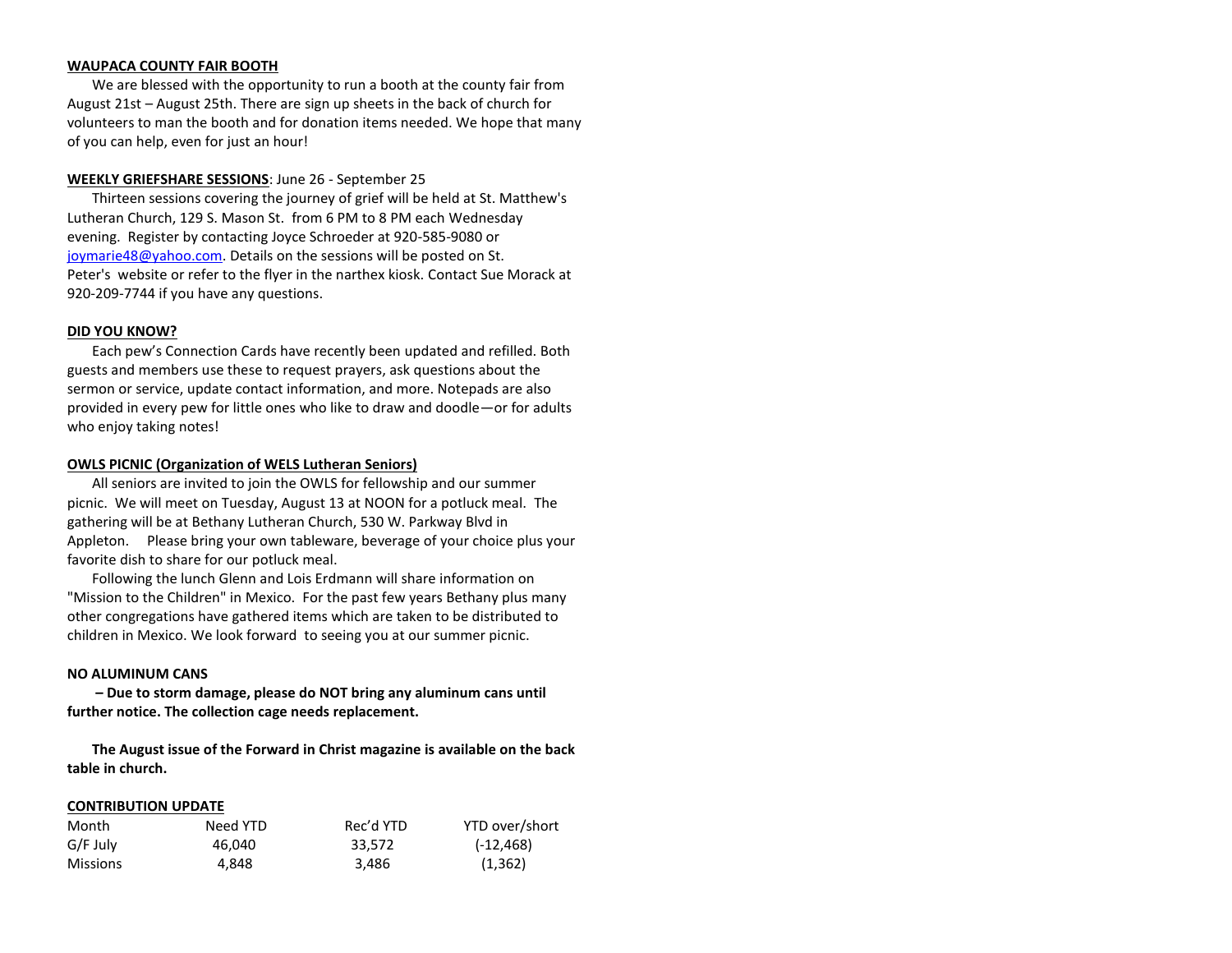**WAUPACA COUNTY FAIR BOOTH**

We are blessed with the opportunity to run a booth at the county fair from August 21st – August 25th. There are sign up sheets in the back of church for volunteers to man the booth and for donation items needed. We hope that many of you can help, even for just an hour!

**WEEKLY GRIEFSHARE SESSIONS**: June 26 - September 25

Thirteen sessions covering the journey of grief will be held at St. Matthew's Lutheran Church, 129 S. Mason St. from 6 PM to 8 PM each Wednesday evening. Register by contacting Joyce Schroeder at 920-585-9080 or joymarie48@yahoo.com. Details on the sessions will be posted on St. Peter's website or refer to the flyer in the narthex kiosk. Contact Sue Morack at 920-209-7744 if you have any questions.

**DID YOU KNOW?**

Each pew's Connection Cards have recently been updated and refilled. Both guests and members use these to request prayers, ask questions about the sermon or service, update contact information, and more. Notepads are also provided in every pew for little ones who like to draw and doodle—or for adults who enjoy taking notes!

**OWLS PICNIC (Organization of WELS Lutheran Seniors)**

All seniors are invited to join the OWLS for fellowship and our summer picnic. We will meet on Tuesday, August 13 at NOON for a potluck meal. The gathering will be at Bethany Lutheran Church, 530 W. Parkway Blvd in Appleton. Please bring your own tableware, beverage of your choice plus your favorite dish to share for our potluck meal.

Following the lunch Glenn and Lois Erdmann will share information on "Mission to the Children" in Mexico. For the past few years Bethany plus many other congregations have gathered items which are taken to be distributed to children in Mexico. We look forward to seeing you at our summer picnic.

**NO ALUMINUM CANS**

**– Due to storm damage, please do NOT bring any aluminum cans until further notice. The collection cage needs replacement.**

**The August issue of the Forward in Christ magazine is available on the back table in church.**

**CONTRIBUTION UPDATE**

| Month | Need YTD | Rec'd YTD | YTD over/short |
|---|---|---|---|
| G/F July | 46,040 | 33,572 | (-12,468) |
| Missions | 4,848 | 3,486 | (1,362) |